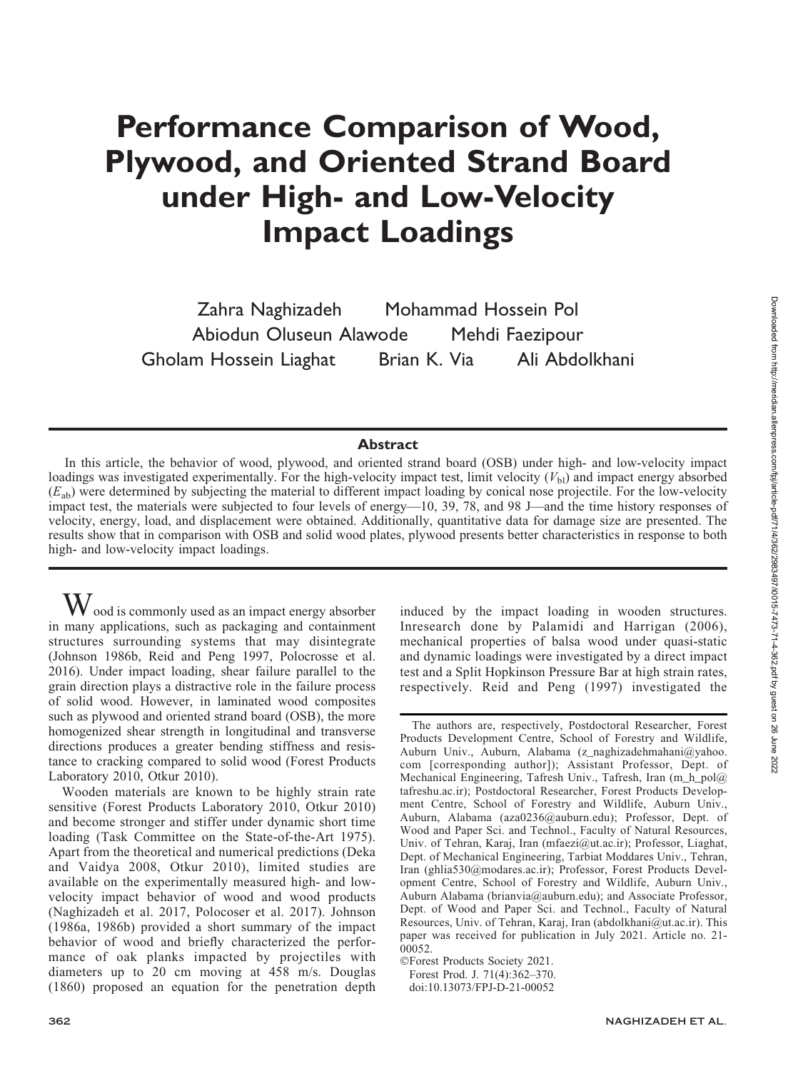# Performance Comparison of Wood, Plywood, and Oriented Strand Board under High- and Low-Velocity Impact Loadings

Zahra Naghizadeh  Mohammad Hossein Pol
Abiodun Oluseun Alawode  Mehdi Faezipour
Gholam Hossein Liaghat  Brian K. Via  Ali Abdolkhani

## Abstract

In this article, the behavior of wood, plywood, and oriented strand board (OSB) under high- and low-velocity impact loadings was investigated experimentally. For the high-velocity impact test, limit velocity ($V_{bl}$) and impact energy absorbed ($E_{ab}$) were determined by subjecting the material to different impact loading by conical nose projectile. For the low-velocity impact test, the materials were subjected to four levels of energy—10, 39, 78, and 98 J—and the time history responses of velocity, energy, load, and displacement were obtained. Additionally, quantitative data for damage size are presented. The results show that in comparison with OSB and solid wood plates, plywood presents better characteristics in response to both high- and low-velocity impact loadings.

Wood is commonly used as an impact energy absorber in many applications, such as packaging and containment structures surrounding systems that may disintegrate (Johnson 1986b, Reid and Peng 1997, Polocrosse et al. 2016). Under impact loading, shear failure parallel to the grain direction plays a distractive role in the failure process of solid wood. However, in laminated wood composites such as plywood and oriented strand board (OSB), the more homogenized shear strength in longitudinal and transverse directions produces a greater bending stiffness and resistance to cracking compared to solid wood (Forest Products Laboratory 2010, Otkur 2010).

Wooden materials are known to be highly strain rate sensitive (Forest Products Laboratory 2010, Otkur 2010) and become stronger and stiffer under dynamic short time loading (Task Committee on the State-of-the-Art 1975). Apart from the theoretical and numerical predictions (Deka and Vaidya 2008, Otkur 2010), limited studies are available on the experimentally measured high- and low-velocity impact behavior of wood and wood products (Naghizadeh et al. 2017, Polocoser et al. 2017). Johnson (1986a, 1986b) provided a short summary of the impact behavior of wood and briefly characterized the performance of oak planks impacted by projectiles with diameters up to 20 cm moving at 458 m/s. Douglas (1860) proposed an equation for the penetration depth induced by the impact loading in wooden structures. Inresearch done by Palamidi and Harrigan (2006), mechanical properties of balsa wood under quasi-static and dynamic loadings were investigated by a direct impact test and a Split Hopkinson Pressure Bar at high strain rates, respectively. Reid and Peng (1997) investigated the

---

The authors are, respectively, Postdoctoral Researcher, Forest Products Development Centre, School of Forestry and Wildlife, Auburn Univ., Auburn, Alabama (z_naghizadehmahani@yahoo.com [corresponding author]); Assistant Professor, Dept. of Mechanical Engineering, Tafresh Univ., Tafresh, Iran (m_h_pol@tafreshu.ac.ir); Postdoctoral Researcher, Forest Products Development Centre, School of Forestry and Wildlife, Auburn Univ., Auburn, Alabama (aza0236@auburn.edu); Professor, Dept. of Wood and Paper Sci. and Technol., Faculty of Natural Resources, Univ. of Tehran, Karaj, Iran (mfaezi@ut.ac.ir); Professor, Liaghat, Dept. of Mechanical Engineering, Tarbiat Moddares Univ., Tehran, Iran (ghlia530@modares.ac.ir); Professor, Forest Products Development Centre, School of Forestry and Wildlife, Auburn Univ., Auburn Alabama (brianvia@auburn.edu); and Associate Professor, Dept. of Wood and Paper Sci. and Technol., Faculty of Natural Resources, Univ. of Tehran, Karaj, Iran (abdolkhani@ut.ac.ir). This paper was received for publication in July 2021. Article no. 21-00052.

©Forest Products Society 2021.
Forest Prod. J. 71(4):362–370.
doi:10.13073/FPJ-D-21-00052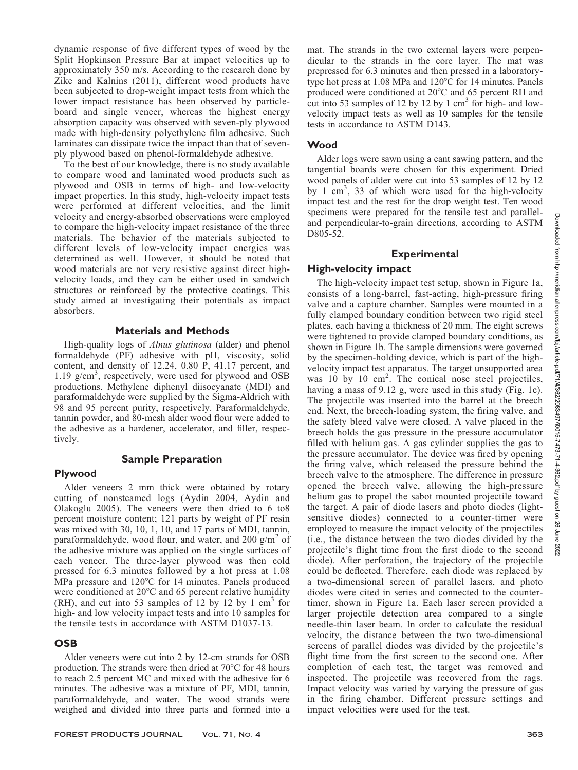dynamic response of five different types of wood by the Split Hopkinson Pressure Bar at impact velocities up to approximately 350 m/s. According to the research done by Zike and Kalnins (2011), different wood products have been subjected to drop-weight impact tests from which the lower impact resistance has been observed by particleboard and single veneer, whereas the highest energy absorption capacity was observed with seven-ply plywood made with high-density polyethylene film adhesive. Such laminates can dissipate twice the impact than that of seven-ply plywood based on phenol-formaldehyde adhesive.

To the best of our knowledge, there is no study available to compare wood and laminated wood products such as plywood and OSB in terms of high- and low-velocity impact properties. In this study, high-velocity impact tests were performed at different velocities, and the limit velocity and energy-absorbed observations were employed to compare the high-velocity impact resistance of the three materials. The behavior of the materials subjected to different levels of low-velocity impact energies was determined as well. However, it should be noted that wood materials are not very resistive against direct high-velocity loads, and they can be either used in sandwich structures or reinforced by the protective coatings. This study aimed at investigating their potentials as impact absorbers.

## Materials and Methods

High-quality logs of *Alnus glutinosa* (alder) and phenol formaldehyde (PF) adhesive with pH, viscosity, solid content, and density of 12.24, 0.80 P, 41.17 percent, and 1.19 g/cm$^3$, respectively, were used for plywood and OSB productions. Methylene diphenyl diisocyanate (MDI) and paraformaldehyde were supplied by the Sigma-Aldrich with 98 and 95 percent purity, respectively. Paraformaldehyde, tannin powder, and 80-mesh alder wood flour were added to the adhesive as a hardener, accelerator, and filler, respectively.

## Sample Preparation

### Plywood

Alder veneers 2 mm thick were obtained by rotary cutting of nonsteamed logs (Aydin 2004, Aydin and Olakoglu 2005). The veneers were then dried to 6 to8 percent moisture content; 121 parts by weight of PF resin was mixed with 30, 10, 1, 10, and 17 parts of MDI, tannin, paraformaldehyde, wood flour, and water, and 200 g/m$^2$ of the adhesive mixture was applied on the single surfaces of each veneer. The three-layer plywood was then cold pressed for 6.3 minutes followed by a hot press at 1.08 MPa pressure and 120°C for 14 minutes. Panels produced were conditioned at 20°C and 65 percent relative humidity (RH), and cut into 53 samples of 12 by 12 by 1 cm$^3$ for high- and low velocity impact tests and into 10 samples for the tensile tests in accordance with ASTM D1037-13.

### OSB

Alder veneers were cut into 2 by 12-cm strands for OSB production. The strands were then dried at 70°C for 48 hours to reach 2.5 percent MC and mixed with the adhesive for 6 minutes. The adhesive was a mixture of PF, MDI, tannin, paraformaldehyde, and water. The wood strands were weighed and divided into three parts and formed into a mat. The strands in the two external layers were perpendicular to the strands in the core layer. The mat was prepressed for 6.3 minutes and then pressed in a laboratory-type hot press at 1.08 MPa and 120°C for 14 minutes. Panels produced were conditioned at 20°C and 65 percent RH and cut into 53 samples of 12 by 12 by 1 cm$^3$ for high- and low-velocity impact tests as well as 10 samples for the tensile tests in accordance with ASTM D143.

### Wood

Alder logs were sawn using a cant sawing pattern, and the tangential boards were chosen for this experiment. Dried wood panels of alder were cut into 53 samples of 12 by 12 by 1 cm$^3$, 33 of which were used for the high-velocity impact test and the rest for the drop weight test. Ten wood specimens were prepared for the tensile test and parallel- and perpendicular-to-grain directions, according to ASTM D805-52.

## Experimental

### High-velocity impact

The high-velocity impact test setup, shown in Figure 1a, consists of a long-barrel, fast-acting, high-pressure firing valve and a capture chamber. Samples were mounted in a fully clamped boundary condition between two rigid steel plates, each having a thickness of 20 mm. The eight screws were tightened to provide clamped boundary conditions, as shown in Figure 1b. The sample dimensions were governed by the specimen-holding device, which is part of the high-velocity impact test apparatus. The target unsupported area was 10 by 10 cm$^2$. The conical nose steel projectiles, having a mass of 9.12 g, were used in this study (Fig. 1c). The projectile was inserted into the barrel at the breech end. Next, the breech-loading system, the firing valve, and the safety bleed valve were closed. A valve placed in the breech holds the gas pressure in the pressure accumulator filled with helium gas. A gas cylinder supplies the gas to the pressure accumulator. The device was fired by opening the firing valve, which released the pressure behind the breech valve to the atmosphere. The difference in pressure opened the breech valve, allowing the high-pressure helium gas to propel the sabot mounted projectile toward the target. A pair of diode lasers and photo diodes (light-sensitive diodes) connected to a counter-timer were employed to measure the impact velocity of the projectiles (i.e., the distance between the two diodes divided by the projectile's flight time from the first diode to the second diode). After perforation, the trajectory of the projectile could be deflected. Therefore, each diode was replaced by a two-dimensional screen of parallel lasers, and photo diodes were cited in series and connected to the counter-timer, shown in Figure 1a. Each laser screen provided a larger projectile detection area compared to a single needle-thin laser beam. In order to calculate the residual velocity, the distance between the two two-dimensional screens of parallel diodes was divided by the projectile's flight time from the first screen to the second one. After completion of each test, the target was removed and inspected. The projectile was recovered from the rags. Impact velocity was varied by varying the pressure of gas in the firing chamber. Different pressure settings and impact velocities were used for the test.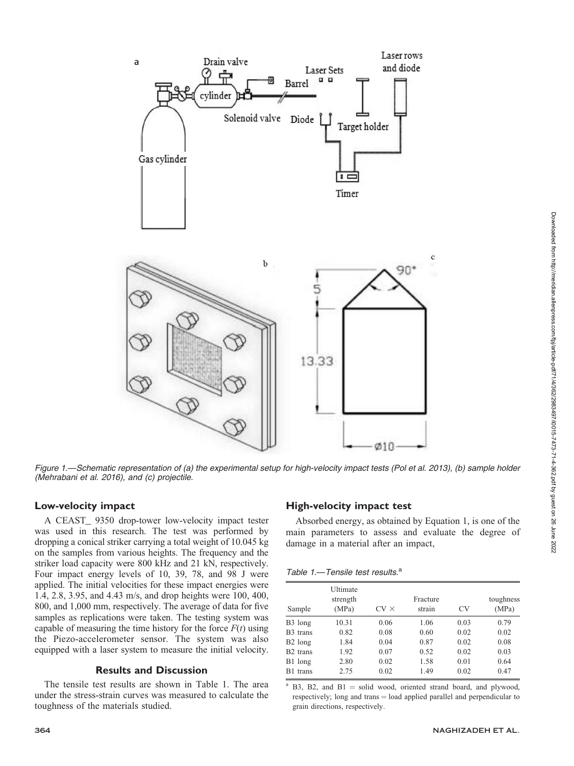Figure 1.—Schematic representation of (a) the experimental setup for high-velocity impact tests (Pol et al. 2013), (b) sample holder (Mehrabani et al. 2016), and (c) projectile.

### Low-velocity impact

A CEAST_ 9350 drop-tower low-velocity impact tester was used in this research. The test was performed by dropping a conical striker carrying a total weight of 10.045 kg on the samples from various heights. The frequency and the striker load capacity were 800 kHz and 21 kN, respectively. Four impact energy levels of 10, 39, 78, and 98 J were applied. The initial velocities for these impact energies were 1.4, 2.8, 3.95, and 4.43 m/s, and drop heights were 100, 400, 800, and 1,000 mm, respectively. The average of data for five samples as replications were taken. The testing system was capable of measuring the time history for the force $F(t)$ using the Piezo-accelerometer sensor. The system was also equipped with a laser system to measure the initial velocity.

## Results and Discussion

The tensile test results are shown in Table 1. The area under the stress-strain curves was measured to calculate the toughness of the materials studied.

### High-velocity impact test

Absorbed energy, as obtained by Equation 1, is one of the main parameters to assess and evaluate the degree of damage in a material after an impact,

*Table 1.—Tensile test results.*[a]

| Sample | Ultimate strength (MPa) | CV × | Fracture strain | CV | toughness (MPa) |
|---|---|---|---|---|---|
| B3 long | 10.31 | 0.06 | 1.06 | 0.03 | 0.79 |
| B3 trans | 0.82 | 0.08 | 0.60 | 0.02 | 0.02 |
| B2 long | 1.84 | 0.04 | 0.87 | 0.02 | 0.08 |
| B2 trans | 1.92 | 0.07 | 0.52 | 0.02 | 0.03 |
| B1 long | 2.80 | 0.02 | 1.58 | 0.01 | 0.64 |
| B1 trans | 2.75 | 0.02 | 1.49 | 0.02 | 0.47 |

[a] B3, B2, and B1 = solid wood, oriented strand board, and plywood, respectively; long and trans = load applied parallel and perpendicular to grain directions, respectively.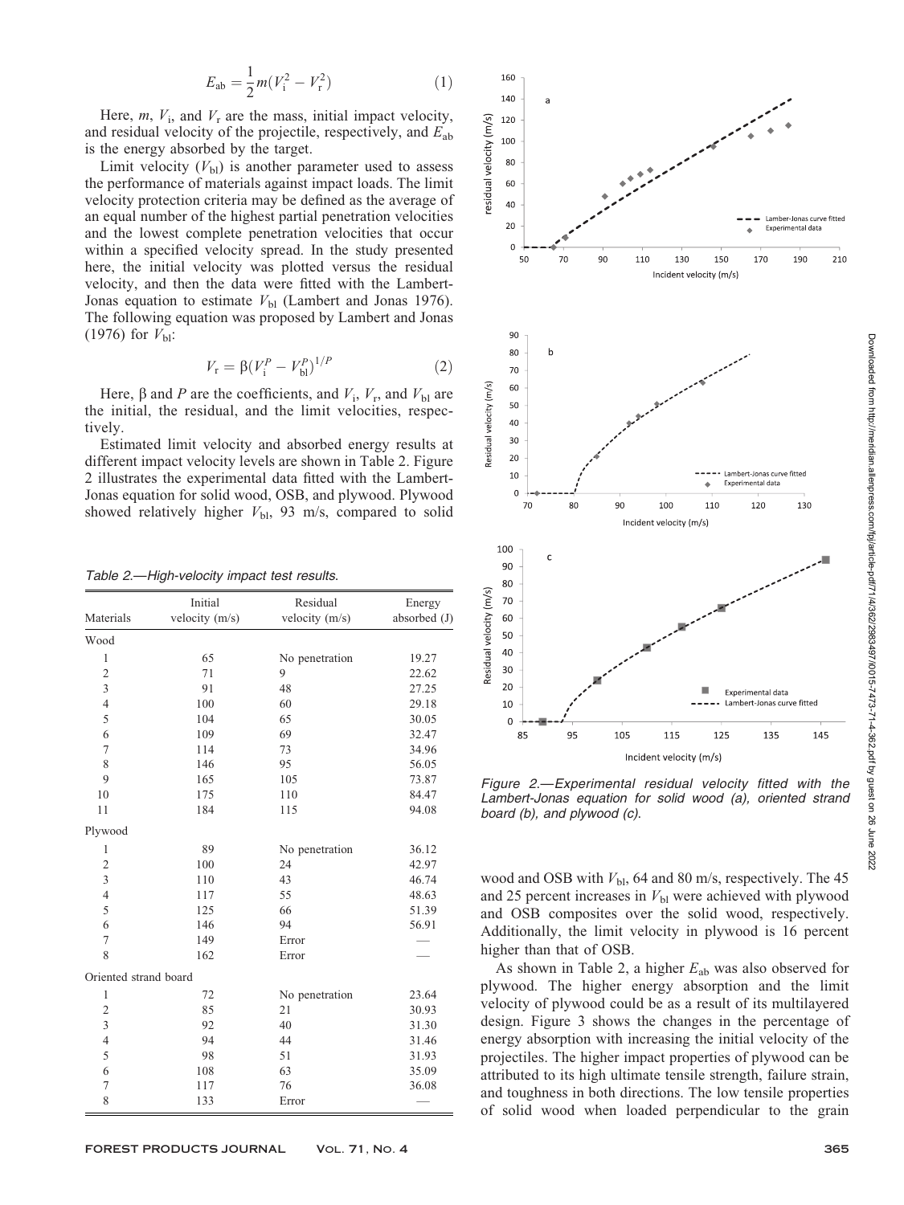$$E_{ab} = \frac{1}{2}m(V_i^2 - V_r^2) \quad (1)$$

Here, $m$, $V_i$, and $V_r$ are the mass, initial impact velocity, and residual velocity of the projectile, respectively, and $E_{ab}$ is the energy absorbed by the target.

Limit velocity ($V_{bl}$) is another parameter used to assess the performance of materials against impact loads. The limit velocity protection criteria may be defined as the average of an equal number of the highest partial penetration velocities and the lowest complete penetration velocities that occur within a specified velocity spread. In the study presented here, the initial velocity was plotted versus the residual velocity, and then the data were fitted with the Lambert-Jonas equation to estimate $V_{bl}$ (Lambert and Jonas 1976). The following equation was proposed by Lambert and Jonas (1976) for $V_{bl}$:

$$V_r = \beta(V_i^P - V_{bl}^P)^{1/P} \quad (2)$$

Here, $\beta$ and $P$ are the coefficients, and $V_i$, $V_r$, and $V_{bl}$ are the initial, the residual, and the limit velocities, respectively.

Estimated limit velocity and absorbed energy results at different impact velocity levels are shown in Table 2. Figure 2 illustrates the experimental data fitted with the Lambert-Jonas equation for solid wood, OSB, and plywood. Plywood showed relatively higher $V_{bl}$, 93 m/s, compared to solid wood and OSB with $V_{bl}$, 64 and 80 m/s, respectively. The 45 and 25 percent increases in $V_{bl}$ were achieved with plywood and OSB composites over the solid wood, respectively. Additionally, the limit velocity in plywood is 16 percent higher than that of OSB.

*Table 2.—High-velocity impact test results.*

| Materials | Initial velocity (m/s) | Residual velocity (m/s) | Energy absorbed (J) |
|---|---|---|---|
| Wood | | | |
| 1 | 65 | No penetration | 19.27 |
| 2 | 71 | 9 | 22.62 |
| 3 | 91 | 48 | 27.25 |
| 4 | 100 | 60 | 29.18 |
| 5 | 104 | 65 | 30.05 |
| 6 | 109 | 69 | 32.47 |
| 7 | 114 | 73 | 34.96 |
| 8 | 146 | 95 | 56.05 |
| 9 | 165 | 105 | 73.87 |
| 10 | 175 | 110 | 84.47 |
| 11 | 184 | 115 | 94.08 |
| Plywood | | | |
| 1 | 89 | No penetration | 36.12 |
| 2 | 100 | 24 | 42.97 |
| 3 | 110 | 43 | 46.74 |
| 4 | 117 | 55 | 48.63 |
| 5 | 125 | 66 | 51.39 |
| 6 | 146 | 94 | 56.91 |
| 7 | 149 | Error | — |
| 8 | 162 | Error | — |
| Oriented strand board | | | |
| 1 | 72 | No penetration | 23.64 |
| 2 | 85 | 21 | 30.93 |
| 3 | 92 | 40 | 31.30 |
| 4 | 94 | 44 | 31.46 |
| 5 | 98 | 51 | 31.93 |
| 6 | 108 | 63 | 35.09 |
| 7 | 117 | 76 | 36.08 |
| 8 | 133 | Error | — |

*Figure 2.—Experimental residual velocity fitted with the Lambert-Jonas equation for solid wood (a), oriented strand board (b), and plywood (c).*

As shown in Table 2, a higher $E_{ab}$ was also observed for plywood. The higher energy absorption and the limit velocity of plywood could be as a result of its multilayered design. Figure 3 shows the changes in the percentage of energy absorption with increasing the initial velocity of the projectiles. The higher impact properties of plywood can be attributed to its high ultimate tensile strength, failure strain, and toughness in both directions. The low tensile properties of solid wood when loaded perpendicular to the grain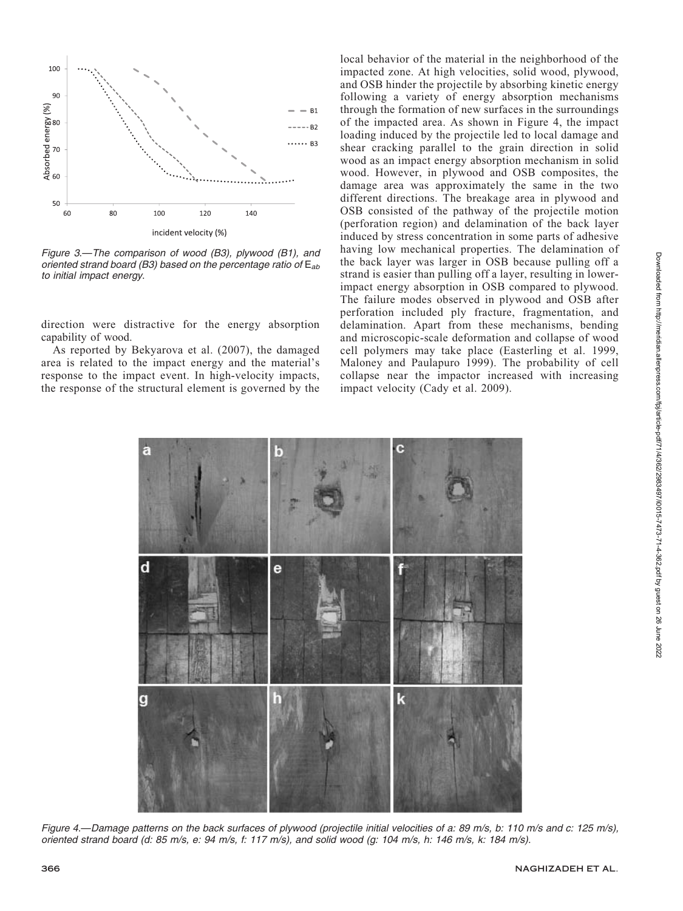Figure 3.—The comparison of wood (B3), plywood (B1), and oriented strand board (B3) based on the percentage ratio of $E_{ab}$ to initial impact energy.

direction were distractive for the energy absorption capability of wood.

As reported by Bekyarova et al. (2007), the damaged area is related to the impact energy and the material's response to the impact event. In high-velocity impacts, the response of the structural element is governed by the local behavior of the material in the neighborhood of the impacted zone. At high velocities, solid wood, plywood, and OSB hinder the projectile by absorbing kinetic energy following a variety of energy absorption mechanisms through the formation of new surfaces in the surroundings of the impacted area. As shown in Figure 4, the impact loading induced by the projectile led to local damage and shear cracking parallel to the grain direction in solid wood as an impact energy absorption mechanism in solid wood. However, in plywood and OSB composites, the damage area was approximately the same in the two different directions. The breakage area in plywood and OSB consisted of the pathway of the projectile motion (perforation region) and delamination of the back layer induced by stress concentration in some parts of adhesive having low mechanical properties. The delamination of the back layer was larger in OSB because pulling off a strand is easier than pulling off a layer, resulting in lower-impact energy absorption in OSB compared to plywood. The failure modes observed in plywood and OSB after perforation included ply fracture, fragmentation, and delamination. Apart from these mechanisms, bending and microscopic-scale deformation and collapse of wood cell polymers may take place (Easterling et al. 1999, Maloney and Paulapuro 1999). The probability of cell collapse near the impactor increased with increasing impact velocity (Cady et al. 2009).

Figure 4.—Damage patterns on the back surfaces of plywood (projectile initial velocities of a: 89 m/s, b: 110 m/s and c: 125 m/s), oriented strand board (d: 85 m/s, e: 94 m/s, f: 117 m/s), and solid wood (g: 104 m/s, h: 146 m/s, k: 184 m/s).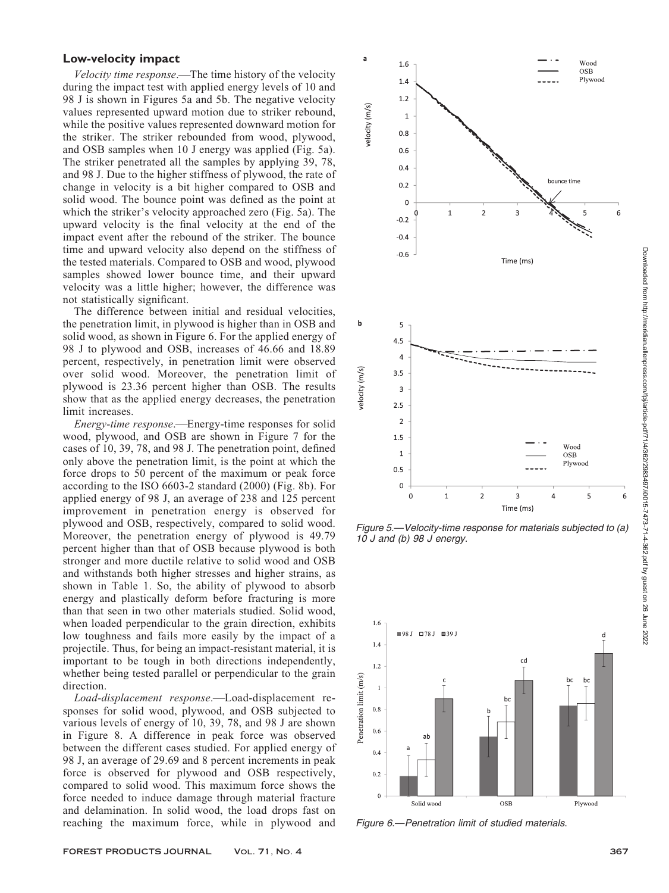## Low-velocity impact

*Velocity time response*.—The time history of the velocity during the impact test with applied energy levels of 10 and 98 J is shown in Figures 5a and 5b. The negative velocity values represented upward motion due to striker rebound, while the positive values represented downward motion for the striker. The striker rebounded from wood, plywood, and OSB samples when 10 J energy was applied (Fig. 5a). The striker penetrated all the samples by applying 39, 78, and 98 J. Due to the higher stiffness of plywood, the rate of change in velocity is a bit higher compared to OSB and solid wood. The bounce point was defined as the point at which the striker's velocity approached zero (Fig. 5a). The upward velocity is the final velocity at the end of the impact event after the rebound of the striker. The bounce time and upward velocity also depend on the stiffness of the tested materials. Compared to OSB and wood, plywood samples showed lower bounce time, and their upward velocity was a little higher; however, the difference was not statistically significant.

The difference between initial and residual velocities, the penetration limit, in plywood is higher than in OSB and solid wood, as shown in Figure 6. For the applied energy of 98 J to plywood and OSB, increases of 46.66 and 18.89 percent, respectively, in penetration limit were observed over solid wood. Moreover, the penetration limit of plywood is 23.36 percent higher than OSB. The results show that as the applied energy decreases, the penetration limit increases.

*Energy-time response*.—Energy-time responses for solid wood, plywood, and OSB are shown in Figure 7 for the cases of 10, 39, 78, and 98 J. The penetration point, defined only above the penetration limit, is the point at which the force drops to 50 percent of the maximum or peak force according to the ISO 6603-2 standard (2000) (Fig. 8b). For applied energy of 98 J, an average of 238 and 125 percent improvement in penetration energy is observed for plywood and OSB, respectively, compared to solid wood. Moreover, the penetration energy of plywood is 49.79 percent higher than that of OSB because plywood is both stronger and more ductile relative to solid wood and OSB and withstands both higher stresses and higher strains, as shown in Table 1. So, the ability of plywood to absorb energy and plastically deform before fracturing is more than that seen in two other materials studied. Solid wood, when loaded perpendicular to the grain direction, exhibits low toughness and fails more easily by the impact of a projectile. Thus, for being an impact-resistant material, it is important to be tough in both directions independently, whether being tested parallel or perpendicular to the grain direction.

*Load-displacement response*.—Load-displacement responses for solid wood, plywood, and OSB subjected to various levels of energy of 10, 39, 78, and 98 J are shown in Figure 8. A difference in peak force was observed between the different cases studied. For applied energy of 98 J, an average of 29.69 and 8 percent increments in peak force is observed for plywood and OSB respectively, compared to solid wood. This maximum force shows the force needed to induce damage through material fracture and delamination. In solid wood, the load drops fast on reaching the maximum force, while in plywood and

*Figure 5.—Velocity-time response for materials subjected to (a) 10 J and (b) 98 J energy.*

*Figure 6.—Penetration limit of studied materials.*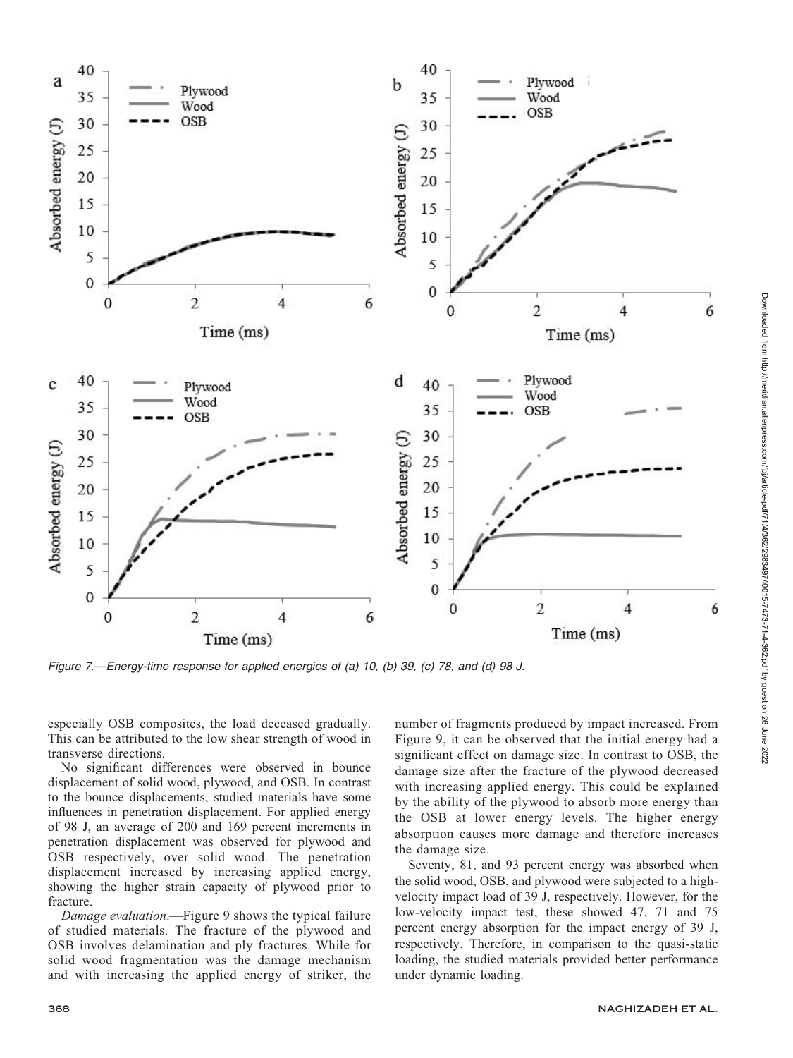Figure 7.—Energy-time response for applied energies of (a) 10, (b) 39, (c) 78, and (d) 98 J.

especially OSB composites, the load deceased gradually. This can be attributed to the low shear strength of wood in transverse directions.

No significant differences were observed in bounce displacement of solid wood, plywood, and OSB. In contrast to the bounce displacements, studied materials have some influences in penetration displacement. For applied energy of 98 J, an average of 200 and 169 percent increments in penetration displacement was observed for plywood and OSB respectively, over solid wood. The penetration displacement increased by increasing applied energy, showing the higher strain capacity of plywood prior to fracture.

*Damage evaluation*.—Figure 9 shows the typical failure of studied materials. The fracture of the plywood and OSB involves delamination and ply fractures. While for solid wood fragmentation was the damage mechanism and with increasing the applied energy of striker, the number of fragments produced by impact increased. From Figure 9, it can be observed that the initial energy had a significant effect on damage size. In contrast to OSB, the damage size after the fracture of the plywood decreased with increasing applied energy. This could be explained by the ability of the plywood to absorb more energy than the OSB at lower energy levels. The higher energy absorption causes more damage and therefore increases the damage size.

Seventy, 81, and 93 percent energy was absorbed when the solid wood, OSB, and plywood were subjected to a high-velocity impact load of 39 J, respectively. However, for the low-velocity impact test, these showed 47, 71 and 75 percent energy absorption for the impact energy of 39 J, respectively. Therefore, in comparison to the quasi-static loading, the studied materials provided better performance under dynamic loading.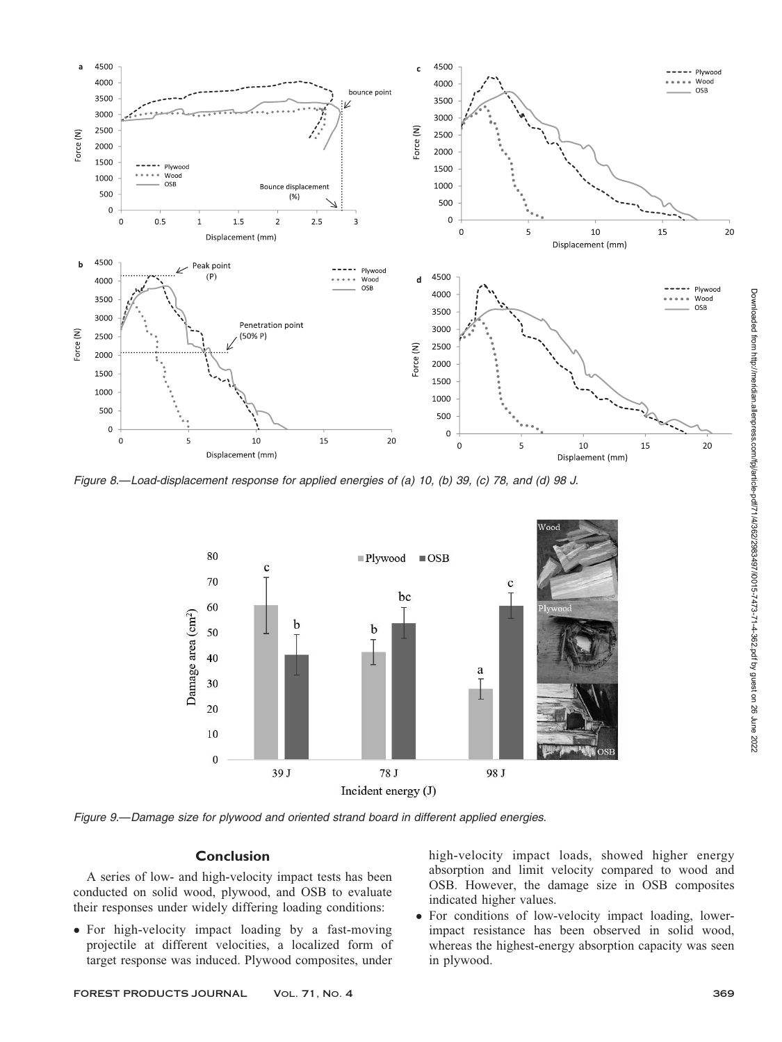Figure 8.—Load-displacement response for applied energies of (a) 10, (b) 39, (c) 78, and (d) 98 J.

Figure 9.—Damage size for plywood and oriented strand board in different applied energies.

## Conclusion

A series of low- and high-velocity impact tests has been conducted on solid wood, plywood, and OSB to evaluate their responses under widely differing loading conditions:

- For high-velocity impact loading by a fast-moving projectile at different velocities, a localized form of target response was induced. Plywood composites, under high-velocity impact loads, showed higher energy absorption and limit velocity compared to wood and OSB. However, the damage size in OSB composites indicated higher values.
- For conditions of low-velocity impact loading, lower-impact resistance has been observed in solid wood, whereas the highest-energy absorption capacity was seen in plywood.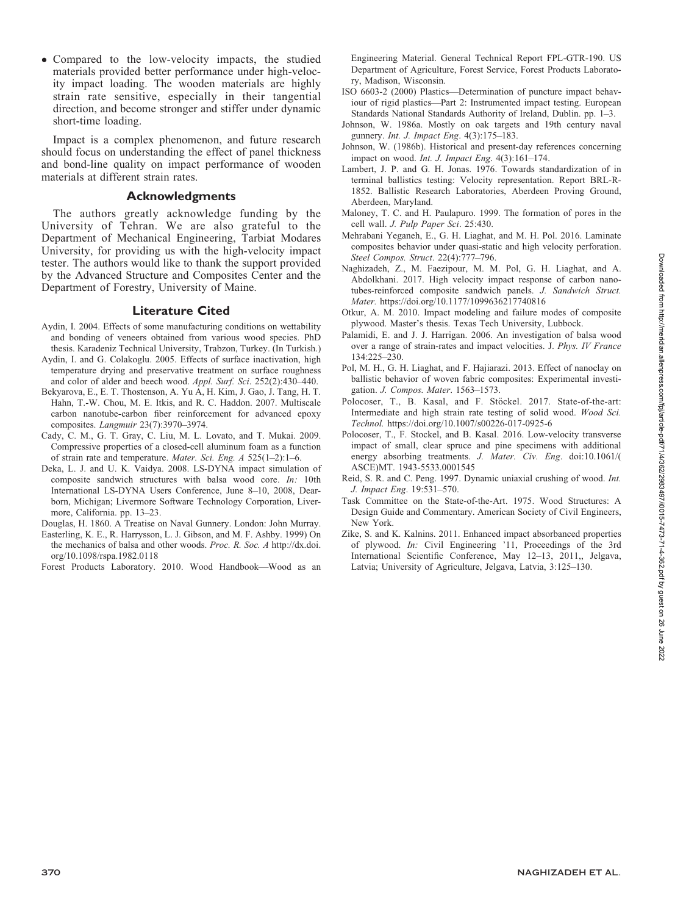- Compared to the low-velocity impacts, the studied materials provided better performance under high-velocity impact loading. The wooden materials are highly strain rate sensitive, especially in their tangential direction, and become stronger and stiffer under dynamic short-time loading.

Impact is a complex phenomenon, and future research should focus on understanding the effect of panel thickness and bond-line quality on impact performance of wooden materials at different strain rates.

## Acknowledgments

The authors greatly acknowledge funding by the University of Tehran. We are also grateful to the Department of Mechanical Engineering, Tarbiat Modares University, for providing us with the high-velocity impact tester. The authors would like to thank the support provided by the Advanced Structure and Composites Center and the Department of Forestry, University of Maine.

## Literature Cited

Aydin, I. 2004. Effects of some manufacturing conditions on wettability and bonding of veneers obtained from various wood species. PhD thesis. Karadeniz Technical University, Trabzon, Turkey. (In Turkish.)

Aydin, I. and G. Colakoglu. 2005. Effects of surface inactivation, high temperature drying and preservative treatment on surface roughness and color of alder and beech wood. *Appl. Surf. Sci*. 252(2):430–440.

Bekyarova, E., E. T. Thostenson, A. Yu A, H. Kim, J. Gao, J. Tang, H. T. Hahn, T.-W. Chou, M. E. Itkis, and R. C. Haddon. 2007. Multiscale carbon nanotube-carbon fiber reinforcement for advanced epoxy composites. *Langmuir* 23(7):3970–3974.

Cady, C. M., G. T. Gray, C. Liu, M. L. Lovato, and T. Mukai. 2009. Compressive properties of a closed-cell aluminum foam as a function of strain rate and temperature. *Mater. Sci. Eng. A* 525(1–2):1–6.

Deka, L. J. and U. K. Vaidya. 2008. LS-DYNA impact simulation of composite sandwich structures with balsa wood core. *In:* 10th International LS-DYNA Users Conference, June 8–10, 2008, Dearborn, Michigan; Livermore Software Technology Corporation, Livermore, California. pp. 13–23.

Douglas, H. 1860. A Treatise on Naval Gunnery. London: John Murray.

Easterling, K. E., R. Harrysson, L. J. Gibson, and M. F. Ashby. 1999) On the mechanics of balsa and other woods. *Proc. R. Soc. A* http://dx.doi.org/10.1098/rspa.1982.0118

Forest Products Laboratory. 2010. Wood Handbook—Wood as an Engineering Material. General Technical Report FPL-GTR-190. US Department of Agriculture, Forest Service, Forest Products Laboratory, Madison, Wisconsin.

ISO 6603-2 (2000) Plastics—Determination of puncture impact behaviour of rigid plastics—Part 2: Instrumented impact testing. European Standards National Standards Authority of Ireland, Dublin. pp. 1–3.

Johnson, W. 1986a. Mostly on oak targets and 19th century naval gunnery. *Int. J. Impact Eng*. 4(3):175–183.

Johnson, W. (1986b). Historical and present-day references concerning impact on wood. *Int. J. Impact Eng*. 4(3):161–174.

Lambert, J. P. and G. H. Jonas. 1976. Towards standardization of in terminal ballistics testing: Velocity representation. Report BRL-R-1852. Ballistic Research Laboratories, Aberdeen Proving Ground, Aberdeen, Maryland.

Maloney, T. C. and H. Paulapuro. 1999. The formation of pores in the cell wall. *J. Pulp Paper Sci*. 25:430.

Mehrabani Yeganeh, E., G. H. Liaghat, and M. H. Pol. 2016. Laminate composites behavior under quasi-static and high velocity perforation. *Steel Compos. Struct*. 22(4):777–796.

Naghizadeh, Z., M. Faezipour, M. M. Pol, G. H. Liaghat, and A. Abdolkhani. 2017. High velocity impact response of carbon nanotubes-reinforced composite sandwich panels. *J. Sandwich Struct. Mater*. https://doi.org/10.1177/1099636217740816

Otkur, A. M. 2010. Impact modeling and failure modes of composite plywood. Master's thesis. Texas Tech University, Lubbock.

Palamidi, E. and J. J. Harrigan. 2006. An investigation of balsa wood over a range of strain-rates and impact velocities. J. *Phys. IV France* 134:225–230.

Pol, M. H., G. H. Liaghat, and F. Hajiarazi. 2013. Effect of nanoclay on ballistic behavior of woven fabric composites: Experimental investigation. *J. Compos. Mater*. 1563–1573.

Polocoser, T., B. Kasal, and F. Stöckel. 2017. State-of-the-art: Intermediate and high strain rate testing of solid wood. *Wood Sci. Technol.* https://doi.org/10.1007/s00226-017-0925-6

Polocoser, T., F. Stockel, and B. Kasal. 2016. Low-velocity transverse impact of small, clear spruce and pine specimens with additional energy absorbing treatments. *J. Mater. Civ. Eng*. doi:10.1061/(ASCE)MT. 1943-5533.0001545

Reid, S. R. and C. Peng. 1997. Dynamic uniaxial crushing of wood. *Int. J. Impact Eng*. 19:531–570.

Task Committee on the State-of-the-Art. 1975. Wood Structures: A Design Guide and Commentary. American Society of Civil Engineers, New York.

Zike, S. and K. Kalnins. 2011. Enhanced impact absorbanced properties of plywood. *In:* Civil Engineering '11, Proceedings of the 3rd International Scientific Conference, May 12–13, 2011,, Jelgava, Latvia; University of Agriculture, Jelgava, Latvia, 3:125–130.